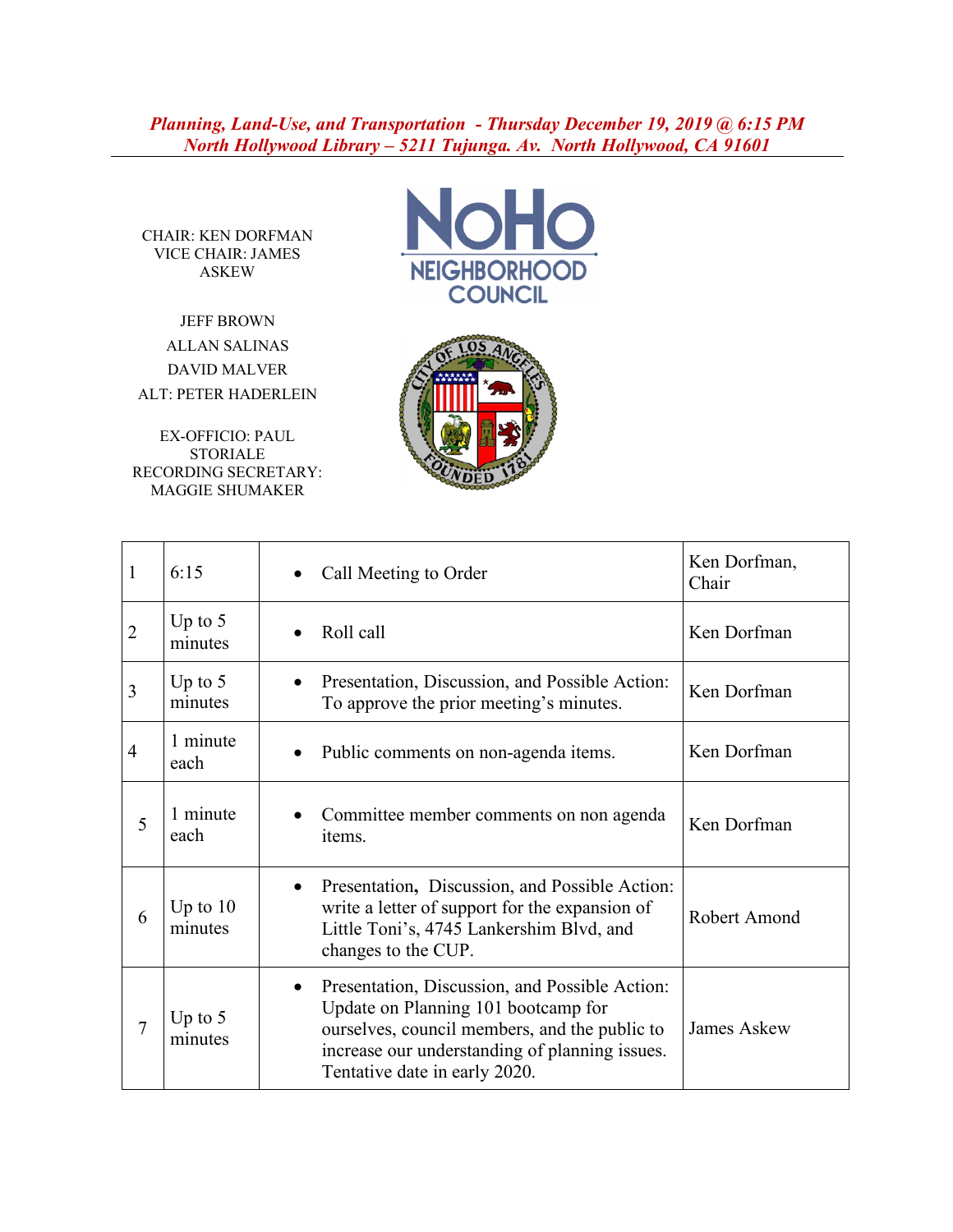***Planning, Land-Use, and Transportation - Thursday December 19, 2019 @ 6:15 PM***
***North Hollywood Library – 5211 Tujunga. Av. North Hollywood, CA 91601***

CHAIR: KEN DORFMAN
VICE CHAIR: JAMES ASKEW

JEFF BROWN
ALLAN SALINAS
DAVID MALVER
ALT: PETER HADERLEIN

EX-OFFICIO: PAUL STORIALE
RECORDING SECRETARY: MAGGIE SHUMAKER

NoHo NEIGHBORHOOD COUNCIL

| | | | |
|---|---|---|---|
| 1 | 6:15 | • Call Meeting to Order | Ken Dorfman, Chair |
| 2 | Up to 5 minutes | • Roll call | Ken Dorfman |
| 3 | Up to 5 minutes | • Presentation, Discussion, and Possible Action: To approve the prior meeting's minutes. | Ken Dorfman |
| 4 | 1 minute each | • Public comments on non-agenda items. | Ken Dorfman |
| 5 | 1 minute each | • Committee member comments on non agenda items. | Ken Dorfman |
| 6 | Up to 10 minutes | • Presentation, Discussion, and Possible Action: write a letter of support for the expansion of Little Toni's, 4745 Lankershim Blvd, and changes to the CUP. | Robert Amond |
| 7 | Up to 5 minutes | • Presentation, Discussion, and Possible Action: Update on Planning 101 bootcamp for ourselves, council members, and the public to increase our understanding of planning issues. Tentative date in early 2020. | James Askew |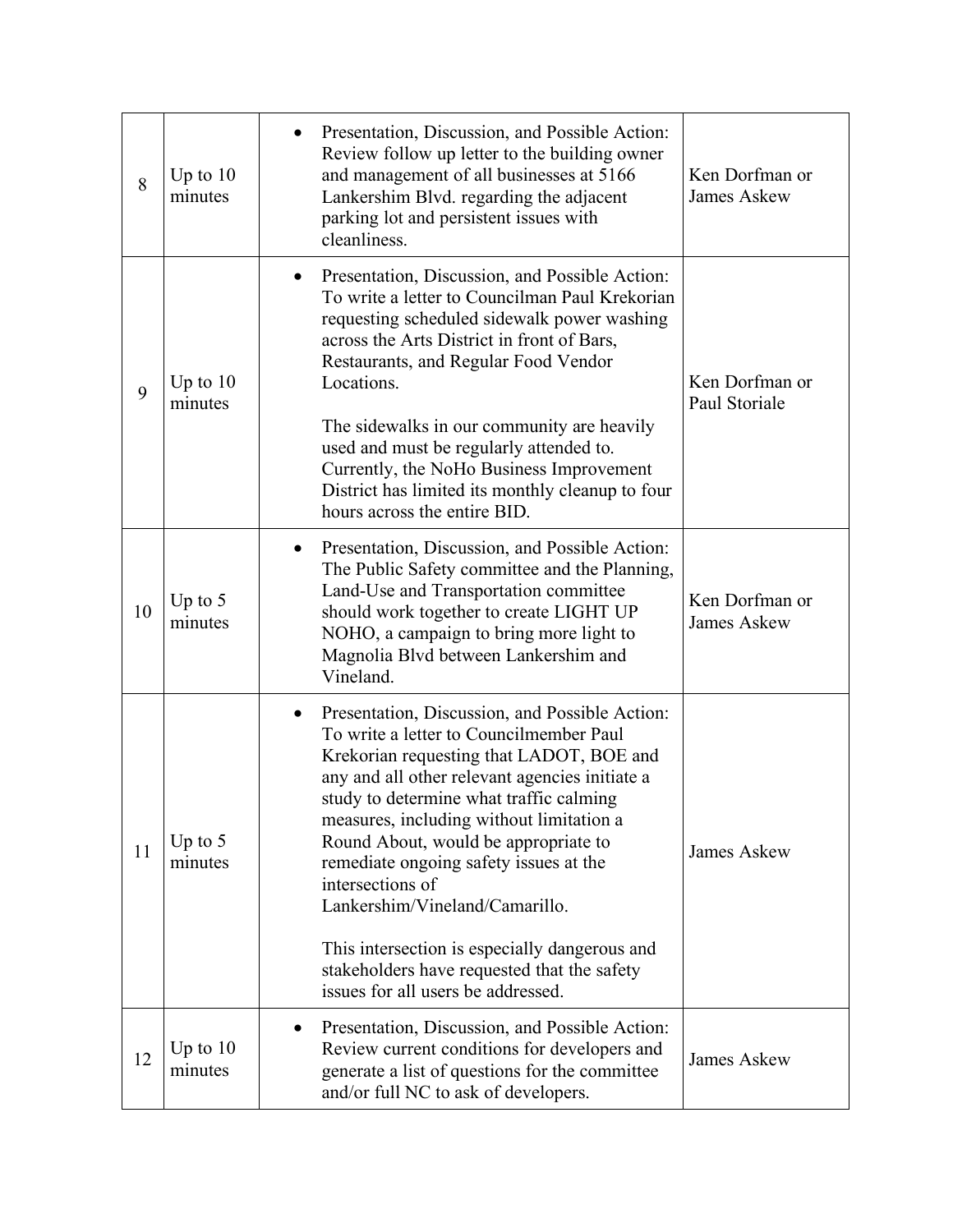| 8 | Up to 10 minutes | • Presentation, Discussion, and Possible Action: Review follow up letter to the building owner and management of all businesses at 5166 Lankershim Blvd. regarding the adjacent parking lot and persistent issues with cleanliness. | Ken Dorfman or James Askew |
|---|---|---|---|
| 9 | Up to 10 minutes | • Presentation, Discussion, and Possible Action: To write a letter to Councilman Paul Krekorian requesting scheduled sidewalk power washing across the Arts District in front of Bars, Restaurants, and Regular Food Vendor Locations.<br><br>The sidewalks in our community are heavily used and must be regularly attended to. Currently, the NoHo Business Improvement District has limited its monthly cleanup to four hours across the entire BID. | Ken Dorfman or Paul Storiale |
| 10 | Up to 5 minutes | • Presentation, Discussion, and Possible Action: The Public Safety committee and the Planning, Land-Use and Transportation committee should work together to create LIGHT UP NOHO, a campaign to bring more light to Magnolia Blvd between Lankershim and Vineland. | Ken Dorfman or James Askew |
| 11 | Up to 5 minutes | • Presentation, Discussion, and Possible Action: To write a letter to Councilmember Paul Krekorian requesting that LADOT, BOE and any and all other relevant agencies initiate a study to determine what traffic calming measures, including without limitation a Round About, would be appropriate to remediate ongoing safety issues at the intersections of Lankershim/Vineland/Camarillo.<br><br>This intersection is especially dangerous and stakeholders have requested that the safety issues for all users be addressed. | James Askew |
| 12 | Up to 10 minutes | • Presentation, Discussion, and Possible Action: Review current conditions for developers and generate a list of questions for the committee and/or full NC to ask of developers. | James Askew |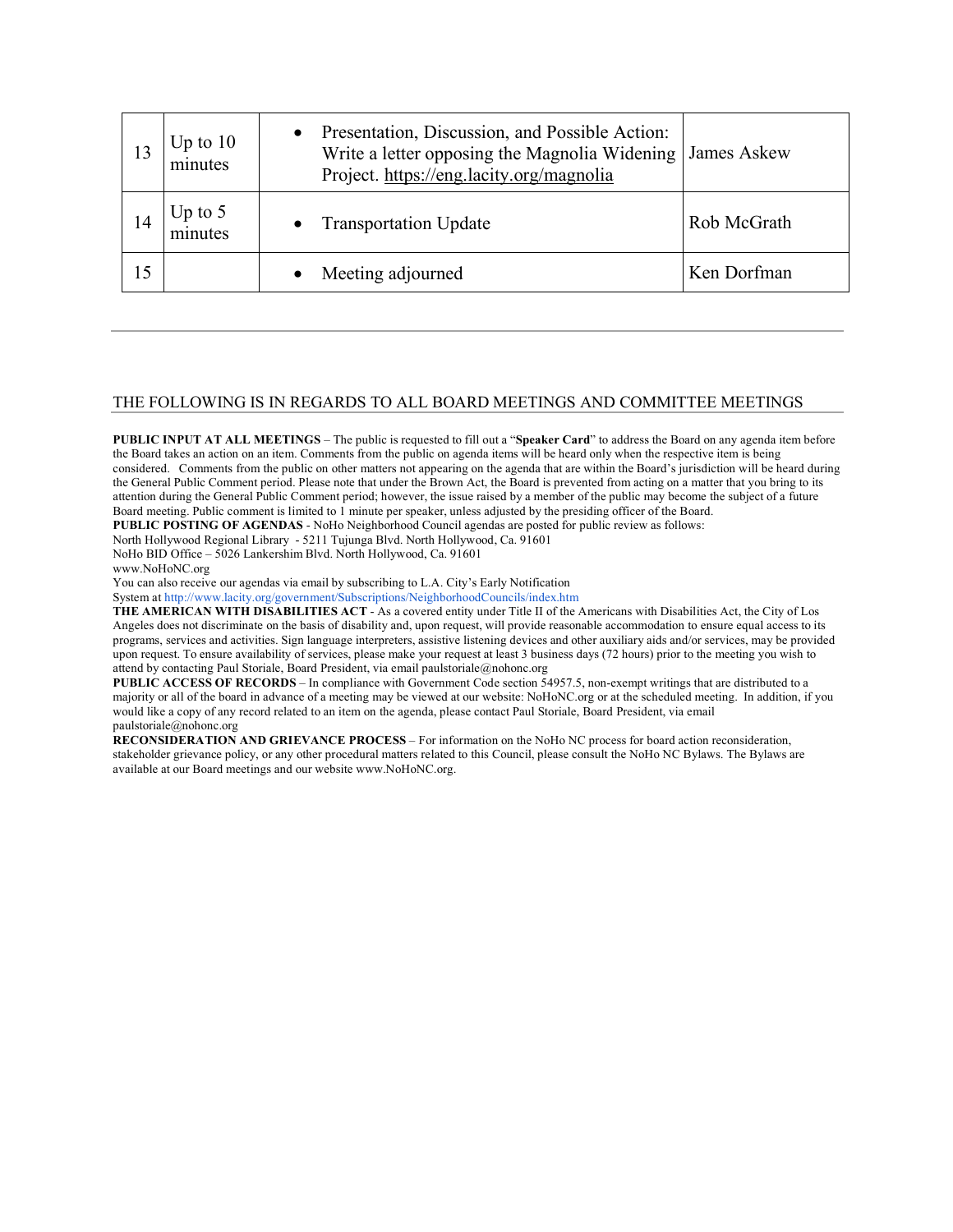| | | | |
|---|---|---|---|
| 13 | Up to 10 minutes | • Presentation, Discussion, and Possible Action: Write a letter opposing the Magnolia Widening Project. https://eng.lacity.org/magnolia | James Askew |
| 14 | Up to 5 minutes | • Transportation Update | Rob McGrath |
| 15 | | • Meeting adjourned | Ken Dorfman |

---

## THE FOLLOWING IS IN REGARDS TO ALL BOARD MEETINGS AND COMMITTEE MEETINGS

**PUBLIC INPUT AT ALL MEETINGS** – The public is requested to fill out a "**Speaker Card**" to address the Board on any agenda item before the Board takes an action on an item. Comments from the public on agenda items will be heard only when the respective item is being considered. Comments from the public on other matters not appearing on the agenda that are within the Board's jurisdiction will be heard during the General Public Comment period. Please note that under the Brown Act, the Board is prevented from acting on a matter that you bring to its attention during the General Public Comment period; however, the issue raised by a member of the public may become the subject of a future Board meeting. Public comment is limited to 1 minute per speaker, unless adjusted by the presiding officer of the Board.

**PUBLIC POSTING OF AGENDAS** - NoHo Neighborhood Council agendas are posted for public review as follows:
North Hollywood Regional Library - 5211 Tujunga Blvd. North Hollywood, Ca. 91601
NoHo BID Office – 5026 Lankershim Blvd. North Hollywood, Ca. 91601
www.NoHoNC.org
You can also receive our agendas via email by subscribing to L.A. City's Early Notification System at http://www.lacity.org/government/Subscriptions/NeighborhoodCouncils/index.htm

**THE AMERICAN WITH DISABILITIES ACT** - As a covered entity under Title II of the Americans with Disabilities Act, the City of Los Angeles does not discriminate on the basis of disability and, upon request, will provide reasonable accommodation to ensure equal access to its programs, services and activities. Sign language interpreters, assistive listening devices and other auxiliary aids and/or services, may be provided upon request. To ensure availability of services, please make your request at least 3 business days (72 hours) prior to the meeting you wish to attend by contacting Paul Storiale, Board President, via email paulstoriale@nohonc.org

**PUBLIC ACCESS OF RECORDS** – In compliance with Government Code section 54957.5, non-exempt writings that are distributed to a majority or all of the board in advance of a meeting may be viewed at our website: NoHoNC.org or at the scheduled meeting. In addition, if you would like a copy of any record related to an item on the agenda, please contact Paul Storiale, Board President, via email paulstoriale@nohonc.org

**RECONSIDERATION AND GRIEVANCE PROCESS** – For information on the NoHo NC process for board action reconsideration, stakeholder grievance policy, or any other procedural matters related to this Council, please consult the NoHo NC Bylaws. The Bylaws are available at our Board meetings and our website www.NoHoNC.org.